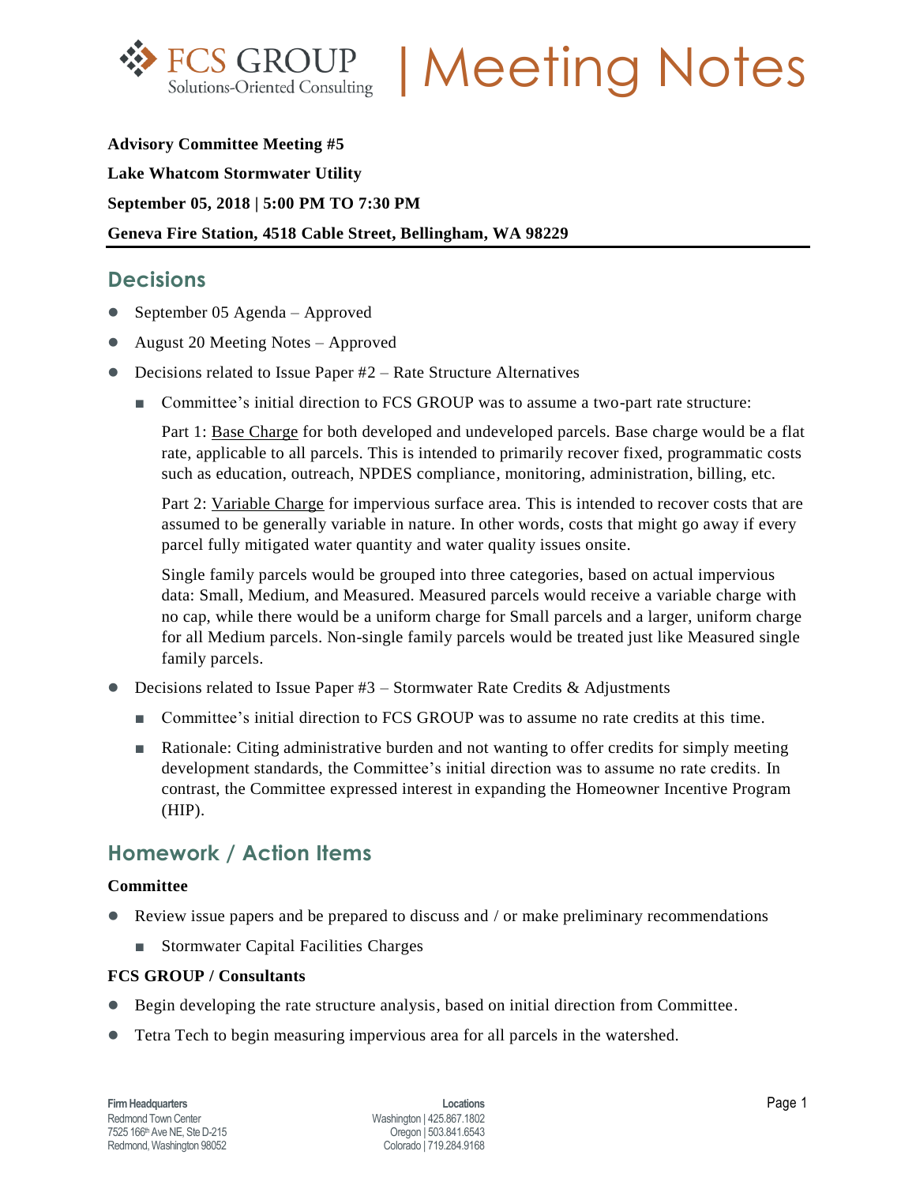# FCS GROUP | Meeting Notes

**Advisory Committee Meeting #5**

**Lake Whatcom Stormwater Utility**

**September 05, 2018 | 5:00 PM TO 7:30 PM**

**Geneva Fire Station, 4518 Cable Street, Bellingham, WA 98229**

## Decisions

- September 05 Agenda – Approved
- August 20 Meeting Notes – Approved
- Decisions related to Issue Paper #2 – Rate Structure Alternatives
  - Committee's initial direction to FCS GROUP was to assume a two-part rate structure:

    Part 1: Base Charge for both developed and undeveloped parcels. Base charge would be a flat rate, applicable to all parcels. This is intended to primarily recover fixed, programmatic costs such as education, outreach, NPDES compliance, monitoring, administration, billing, etc.

    Part 2: Variable Charge for impervious surface area. This is intended to recover costs that are assumed to be generally variable in nature. In other words, costs that might go away if every parcel fully mitigated water quantity and water quality issues onsite.

    Single family parcels would be grouped into three categories, based on actual impervious data: Small, Medium, and Measured. Measured parcels would receive a variable charge with no cap, while there would be a uniform charge for Small parcels and a larger, uniform charge for all Medium parcels. Non-single family parcels would be treated just like Measured single family parcels.
- Decisions related to Issue Paper #3 – Stormwater Rate Credits & Adjustments
  - Committee's initial direction to FCS GROUP was to assume no rate credits at this time.
  - Rationale: Citing administrative burden and not wanting to offer credits for simply meeting development standards, the Committee's initial direction was to assume no rate credits. In contrast, the Committee expressed interest in expanding the Homeowner Incentive Program (HIP).

## Homework / Action Items

**Committee**

- Review issue papers and be prepared to discuss and / or make preliminary recommendations
  - Stormwater Capital Facilities Charges

**FCS GROUP / Consultants**

- Begin developing the rate structure analysis, based on initial direction from Committee.
- Tetra Tech to begin measuring impervious area for all parcels in the watershed.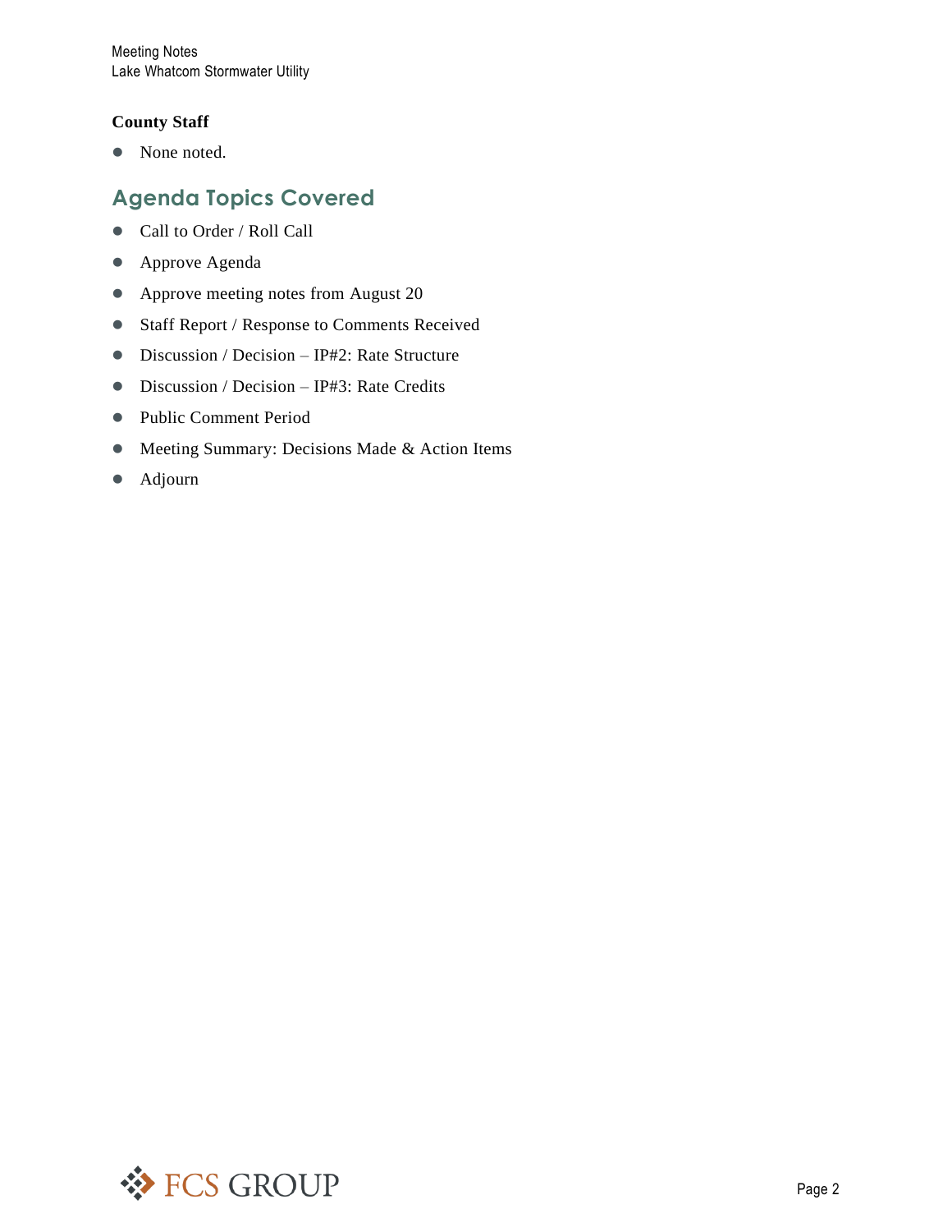**County Staff**

- None noted.

## Agenda Topics Covered

- Call to Order / Roll Call
- Approve Agenda
- Approve meeting notes from August 20
- Staff Report / Response to Comments Received
- Discussion / Decision – IP#2: Rate Structure
- Discussion / Decision – IP#3: Rate Credits
- Public Comment Period
- Meeting Summary: Decisions Made & Action Items
- Adjourn